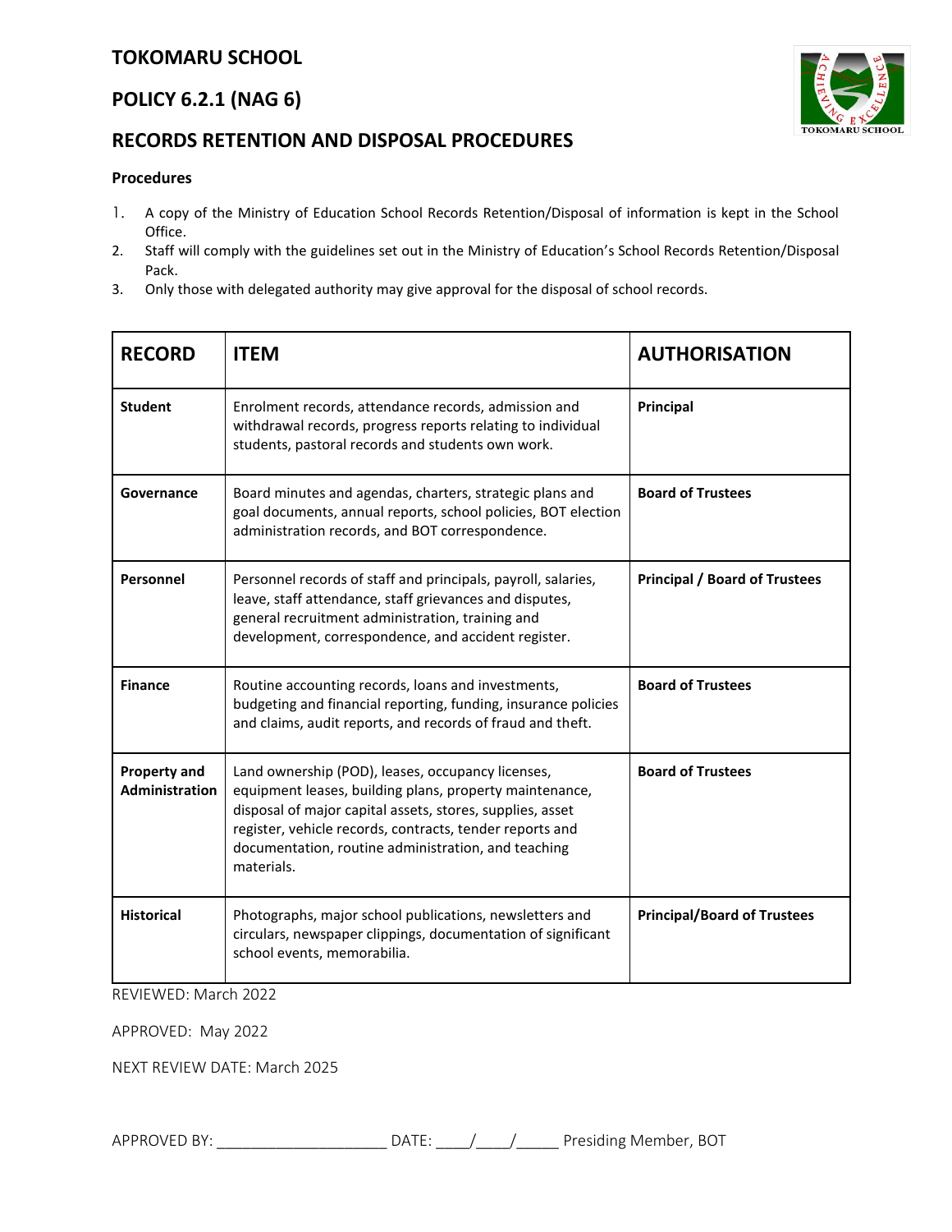# TOKOMARU SCHOOL

## POLICY 6.2.1 (NAG 6)

## RECORDS RETENTION AND DISPOSAL PROCEDURES

**Procedures**

1. A copy of the Ministry of Education School Records Retention/Disposal of information is kept in the School Office.
2. Staff will comply with the guidelines set out in the Ministry of Education's School Records Retention/Disposal Pack.
3. Only those with delegated authority may give approval for the disposal of school records.

| RECORD | ITEM | AUTHORISATION |
|---|---|---|
| **Student** | Enrolment records, attendance records, admission and withdrawal records, progress reports relating to individual students, pastoral records and students own work. | **Principal** |
| **Governance** | Board minutes and agendas, charters, strategic plans and goal documents, annual reports, school policies, BOT election administration records, and BOT correspondence. | **Board of Trustees** |
| **Personnel** | Personnel records of staff and principals, payroll, salaries, leave, staff attendance, staff grievances and disputes, general recruitment administration, training and development, correspondence, and accident register. | **Principal / Board of Trustees** |
| **Finance** | Routine accounting records, loans and investments, budgeting and financial reporting, funding, insurance policies and claims, audit reports, and records of fraud and theft. | **Board of Trustees** |
| **Property and Administration** | Land ownership (POD), leases, occupancy licenses, equipment leases, building plans, property maintenance, disposal of major capital assets, stores, supplies, asset register, vehicle records, contracts, tender reports and documentation, routine administration, and teaching materials. | **Board of Trustees** |
| **Historical** | Photographs, major school publications, newsletters and circulars, newspaper clippings, documentation of significant school events, memorabilia. | **Principal/Board of Trustees** |

REVIEWED: March 2022

APPROVED: May 2022

NEXT REVIEW DATE: March 2025

APPROVED BY: ____________________ DATE: ____/____/_____ Presiding Member, BOT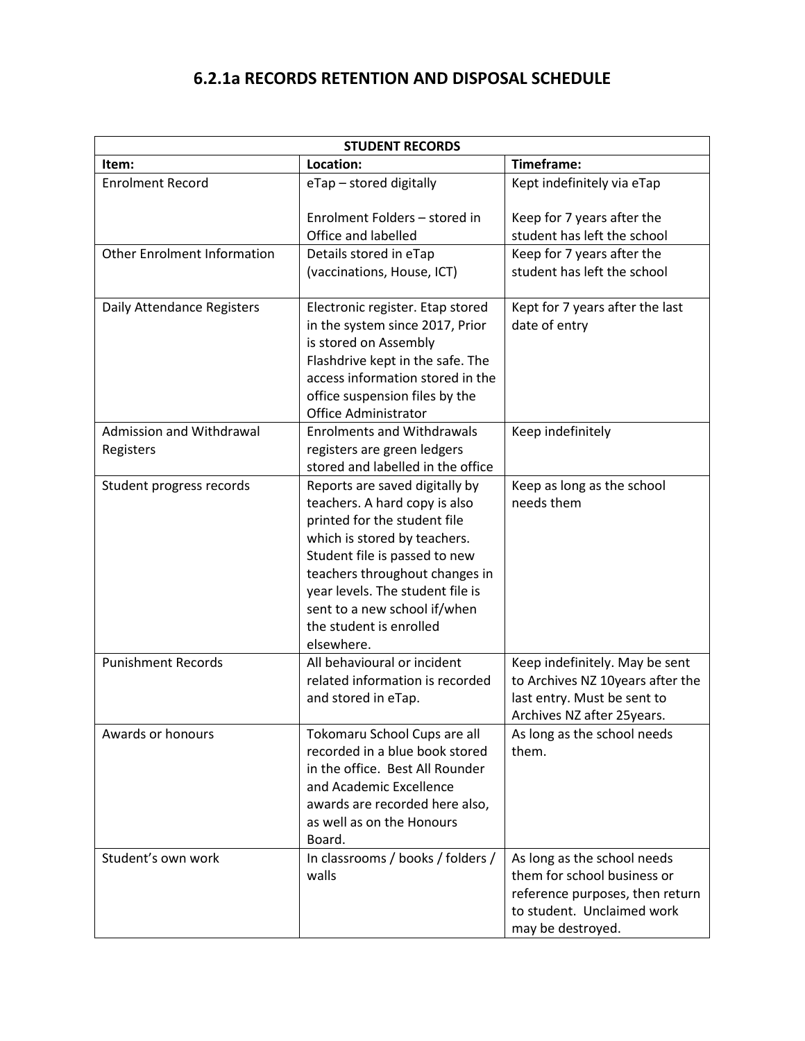# 6.2.1a RECORDS RETENTION AND DISPOSAL SCHEDULE

| STUDENT RECORDS | | |
|---|---|---|
| **Item:** | **Location:** | **Timeframe:** |
| Enrolment Record | eTap – stored digitally<br><br>Enrolment Folders – stored in Office and labelled | Kept indefinitely via eTap<br><br>Keep for 7 years after the student has left the school |
| Other Enrolment Information | Details stored in eTap (vaccinations, House, ICT) | Keep for 7 years after the student has left the school |
| Daily Attendance Registers | Electronic register. Etap stored in the system since 2017, Prior is stored on Assembly Flashdrive kept in the safe. The access information stored in the office suspension files by the Office Administrator | Kept for 7 years after the last date of entry |
| Admission and Withdrawal Registers | Enrolments and Withdrawals registers are green ledgers stored and labelled in the office | Keep indefinitely |
| Student progress records | Reports are saved digitally by teachers. A hard copy is also printed for the student file which is stored by teachers. Student file is passed to new teachers throughout changes in year levels. The student file is sent to a new school if/when the student is enrolled elsewhere. | Keep as long as the school needs them |
| Punishment Records | All behavioural or incident related information is recorded and stored in eTap. | Keep indefinitely. May be sent to Archives NZ 10years after the last entry. Must be sent to Archives NZ after 25years. |
| Awards or honours | Tokomaru School Cups are all recorded in a blue book stored in the office. Best All Rounder and Academic Excellence awards are recorded here also, as well as on the Honours Board. | As long as the school needs them. |
| Student's own work | In classrooms / books / folders / walls | As long as the school needs them for school business or reference purposes, then return to student. Unclaimed work may be destroyed. |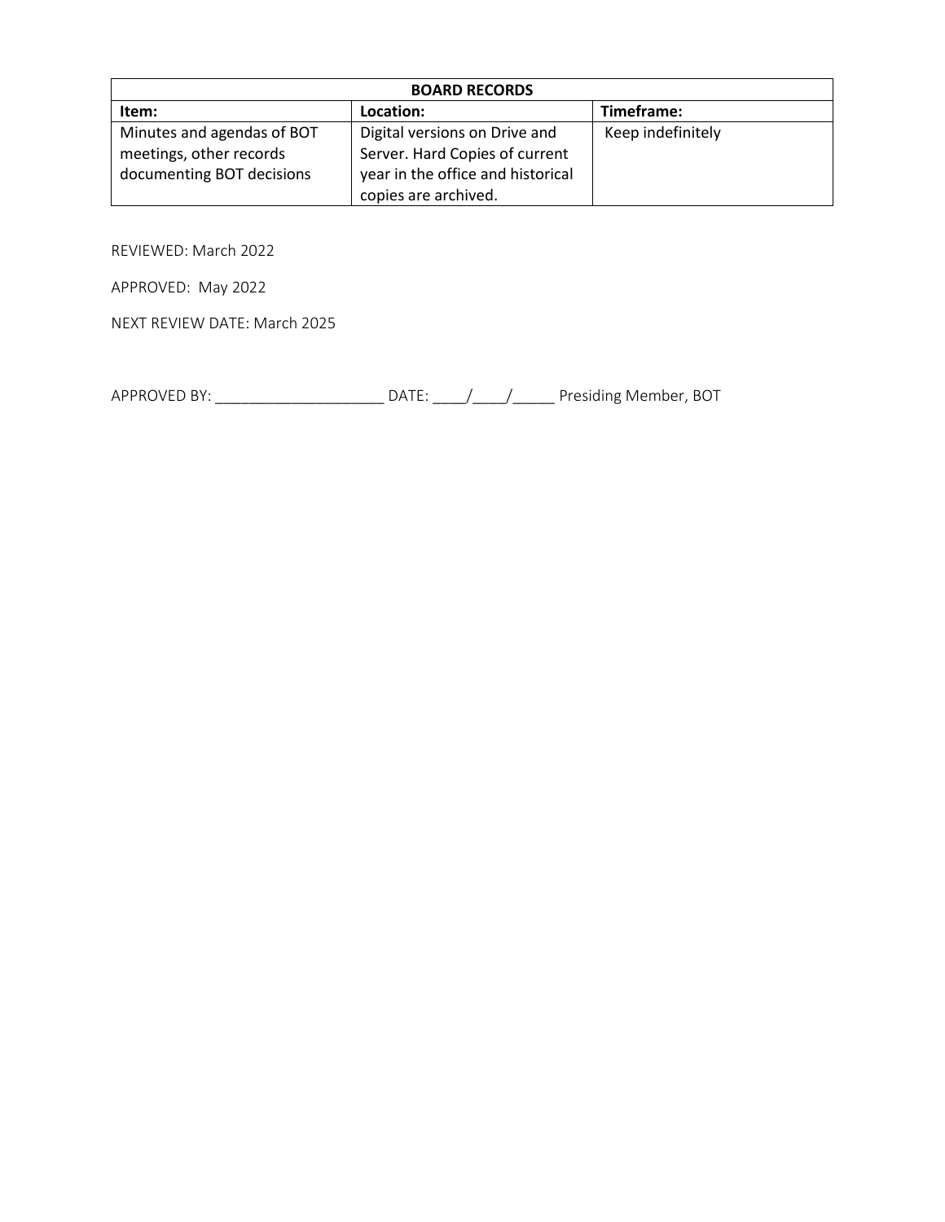| BOARD RECORDS | | |
|---|---|---|
| **Item:** | **Location:** | **Timeframe:** |
| Minutes and agendas of BOT meetings, other records documenting BOT decisions | Digital versions on Drive and Server. Hard Copies of current year in the office and historical copies are archived. | Keep indefinitely |

REVIEWED: March 2022

APPROVED: May 2022

NEXT REVIEW DATE: March 2025

APPROVED BY: ____________________ DATE: ____/____/_____ Presiding Member, BOT